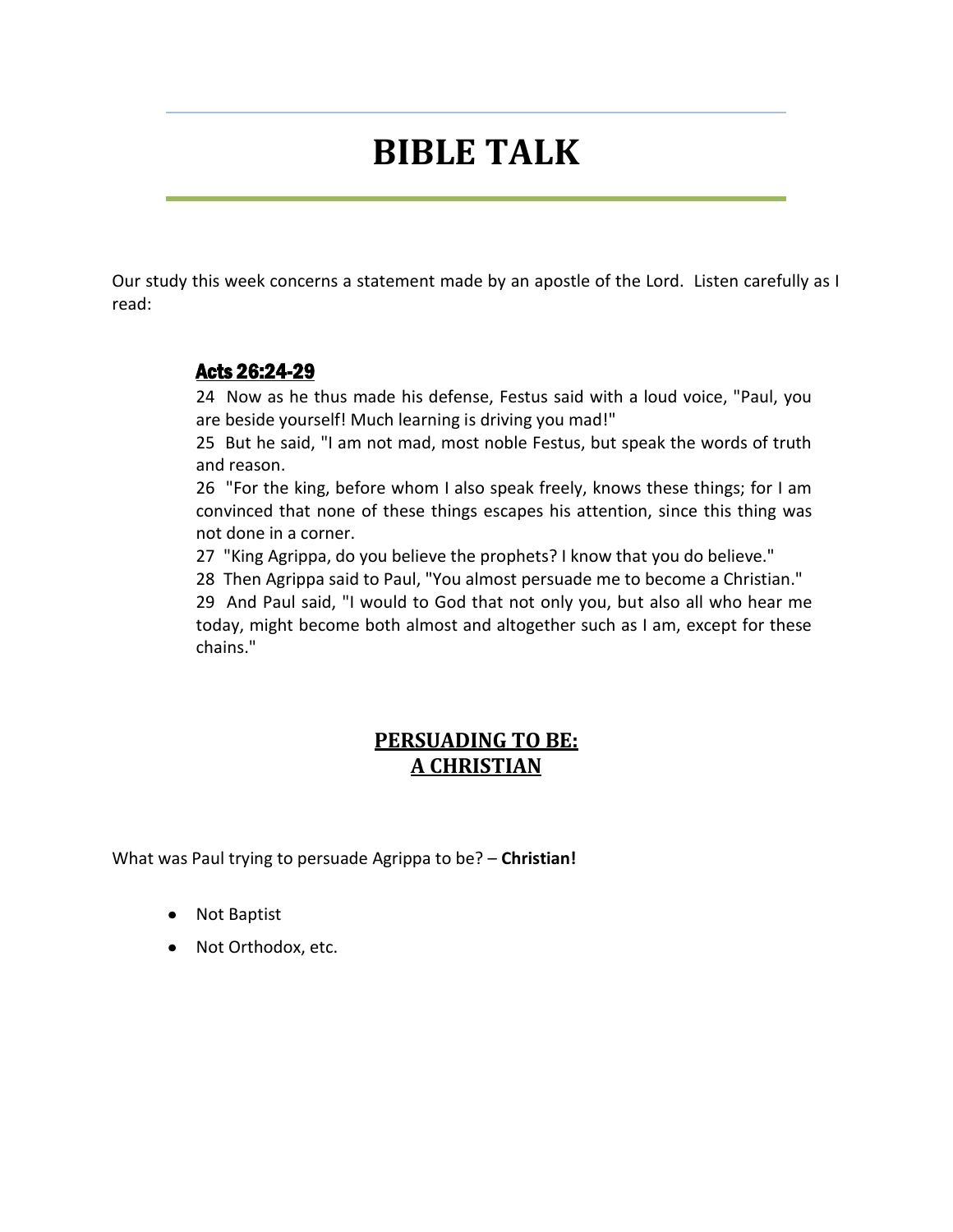# BIBLE TALK

Our study this week concerns a statement made by an apostle of the Lord. Listen carefully as I read:

**Acts 26:24-29**

24 Now as he thus made his defense, Festus said with a loud voice, "Paul, you are beside yourself! Much learning is driving you mad!"

25 But he said, "I am not mad, most noble Festus, but speak the words of truth and reason.

26 "For the king, before whom I also speak freely, knows these things; for I am convinced that none of these things escapes his attention, since this thing was not done in a corner.

27 "King Agrippa, do you believe the prophets? I know that you do believe."

28 Then Agrippa said to Paul, "You almost persuade me to become a Christian."

29 And Paul said, "I would to God that not only you, but also all who hear me today, might become both almost and altogether such as I am, except for these chains."

## PERSUADING TO BE: A CHRISTIAN

What was Paul trying to persuade Agrippa to be? – **Christian!**

- Not Baptist
- Not Orthodox, etc.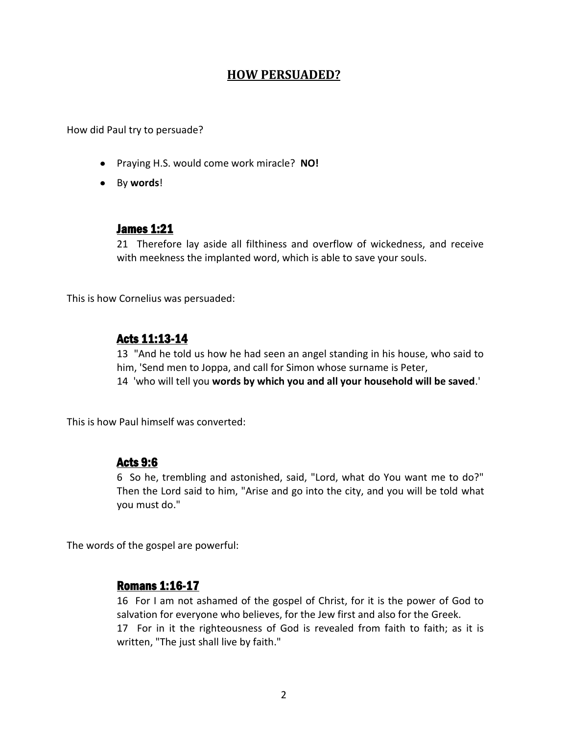# **HOW PERSUADED?**

How did Paul try to persuade?

- Praying H.S. would come work miracle? **NO!**
- By **words**!

### James 1:21

21 Therefore lay aside all filthiness and overflow of wickedness, and receive with meekness the implanted word, which is able to save your souls.

This is how Cornelius was persuaded:

### Acts 11:13-14

13 "And he told us how he had seen an angel standing in his house, who said to him, 'Send men to Joppa, and call for Simon whose surname is Peter,
14 'who will tell you **words by which you and all your household will be saved**.'

This is how Paul himself was converted:

### Acts 9:6

6 So he, trembling and astonished, said, "Lord, what do You want me to do?" Then the Lord said to him, "Arise and go into the city, and you will be told what you must do."

The words of the gospel are powerful:

### Romans 1:16-17

16 For I am not ashamed of the gospel of Christ, for it is the power of God to salvation for everyone who believes, for the Jew first and also for the Greek.
17 For in it the righteousness of God is revealed from faith to faith; as it is written, "The just shall live by faith."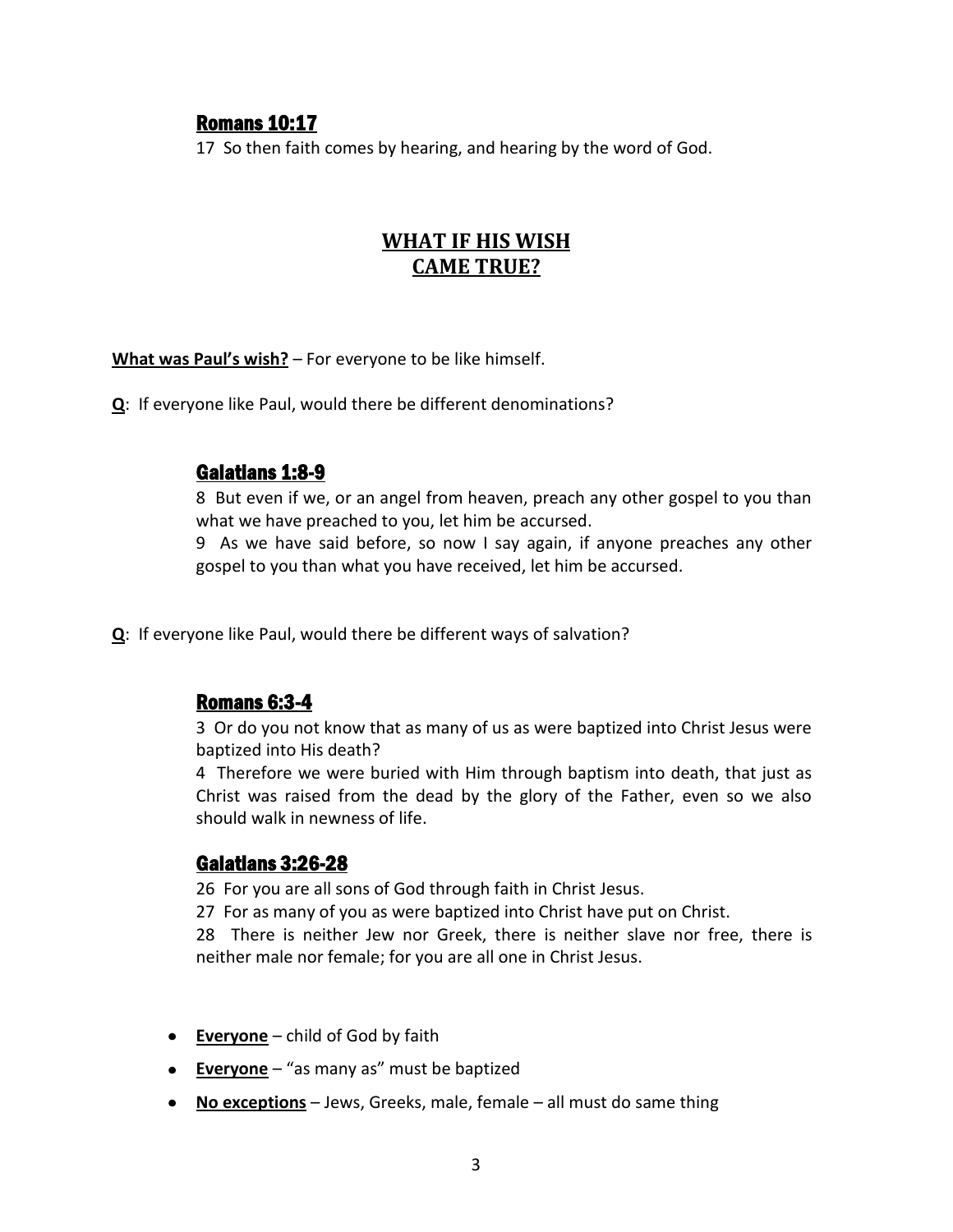### Romans 10:17

17 So then faith comes by hearing, and hearing by the word of God.

## WHAT IF HIS WISH CAME TRUE?

**What was Paul's wish?** – For everyone to be like himself.

**Q**: If everyone like Paul, would there be different denominations?

### Galatians 1:8-9

8 But even if we, or an angel from heaven, preach any other gospel to you than what we have preached to you, let him be accursed.

9 As we have said before, so now I say again, if anyone preaches any other gospel to you than what you have received, let him be accursed.

**Q**: If everyone like Paul, would there be different ways of salvation?

### Romans 6:3-4

3 Or do you not know that as many of us as were baptized into Christ Jesus were baptized into His death?

4 Therefore we were buried with Him through baptism into death, that just as Christ was raised from the dead by the glory of the Father, even so we also should walk in newness of life.

### Galatians 3:26-28

26 For you are all sons of God through faith in Christ Jesus.

27 For as many of you as were baptized into Christ have put on Christ.

28 There is neither Jew nor Greek, there is neither slave nor free, there is neither male nor female; for you are all one in Christ Jesus.

- **Everyone** – child of God by faith
- **Everyone** – "as many as" must be baptized
- **No exceptions** – Jews, Greeks, male, female – all must do same thing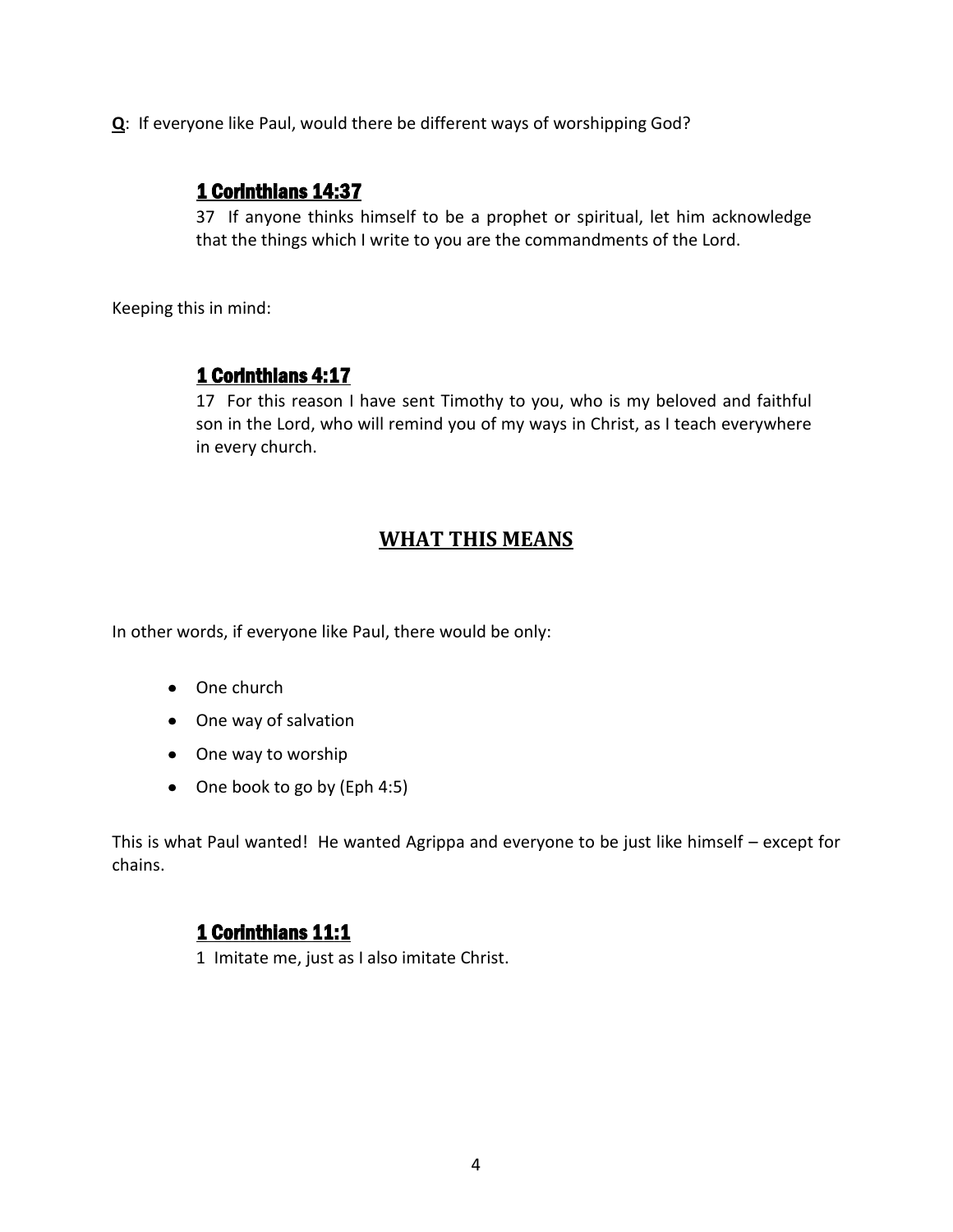**Q**: If everyone like Paul, would there be different ways of worshipping God?

### 1 Corinthians 14:37

37 If anyone thinks himself to be a prophet or spiritual, let him acknowledge that the things which I write to you are the commandments of the Lord.

Keeping this in mind:

### 1 Corinthians 4:17

17 For this reason I have sent Timothy to you, who is my beloved and faithful son in the Lord, who will remind you of my ways in Christ, as I teach everywhere in every church.

## WHAT THIS MEANS

In other words, if everyone like Paul, there would be only:

- One church
- One way of salvation
- One way to worship
- One book to go by (Eph 4:5)

This is what Paul wanted! He wanted Agrippa and everyone to be just like himself – except for chains.

### 1 Corinthians 11:1

1 Imitate me, just as I also imitate Christ.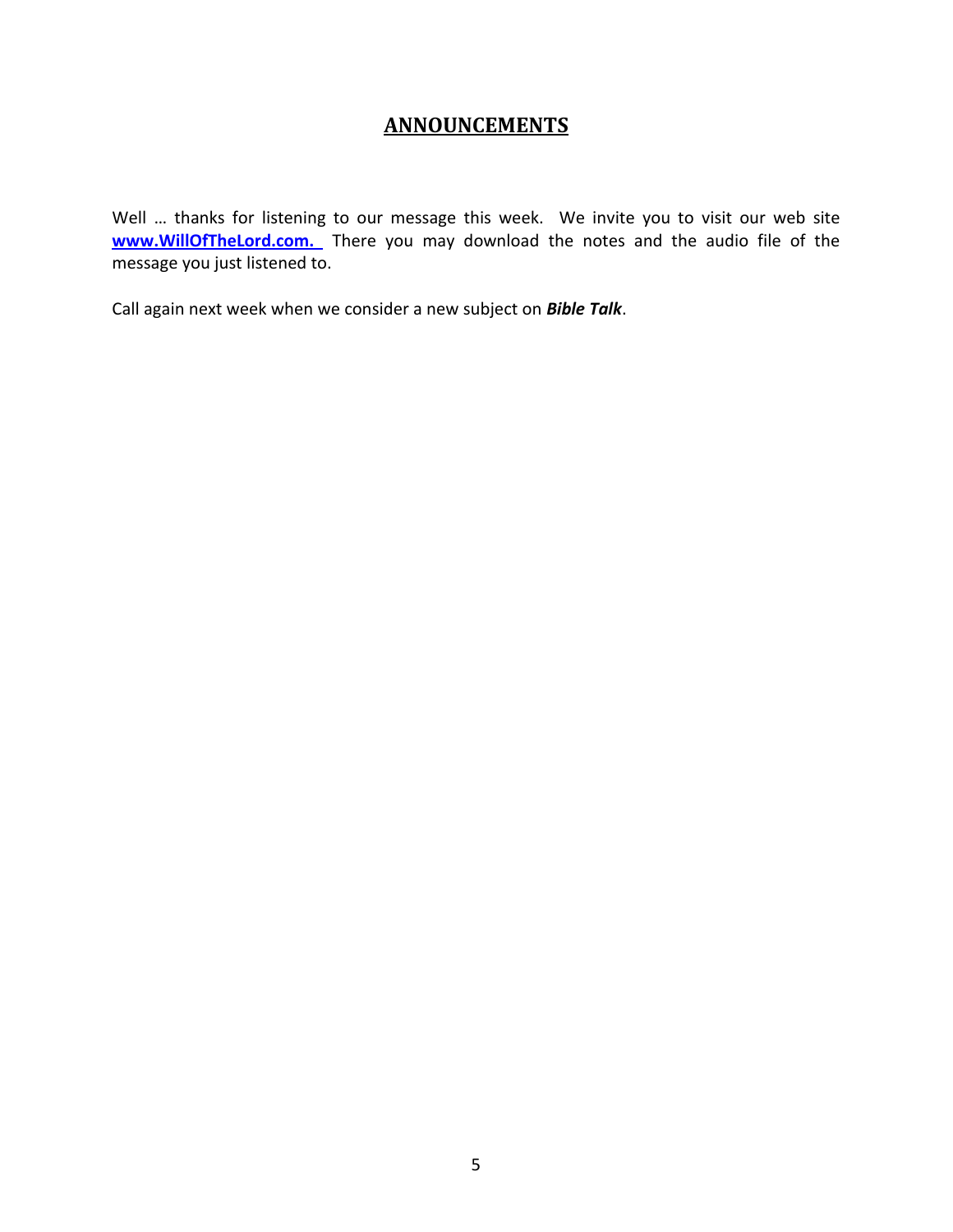## ANNOUNCEMENTS

Well … thanks for listening to our message this week. We invite you to visit our web site **www.WillOfTheLord.com.** There you may download the notes and the audio file of the message you just listened to.

Call again next week when we consider a new subject on ***Bible Talk***.